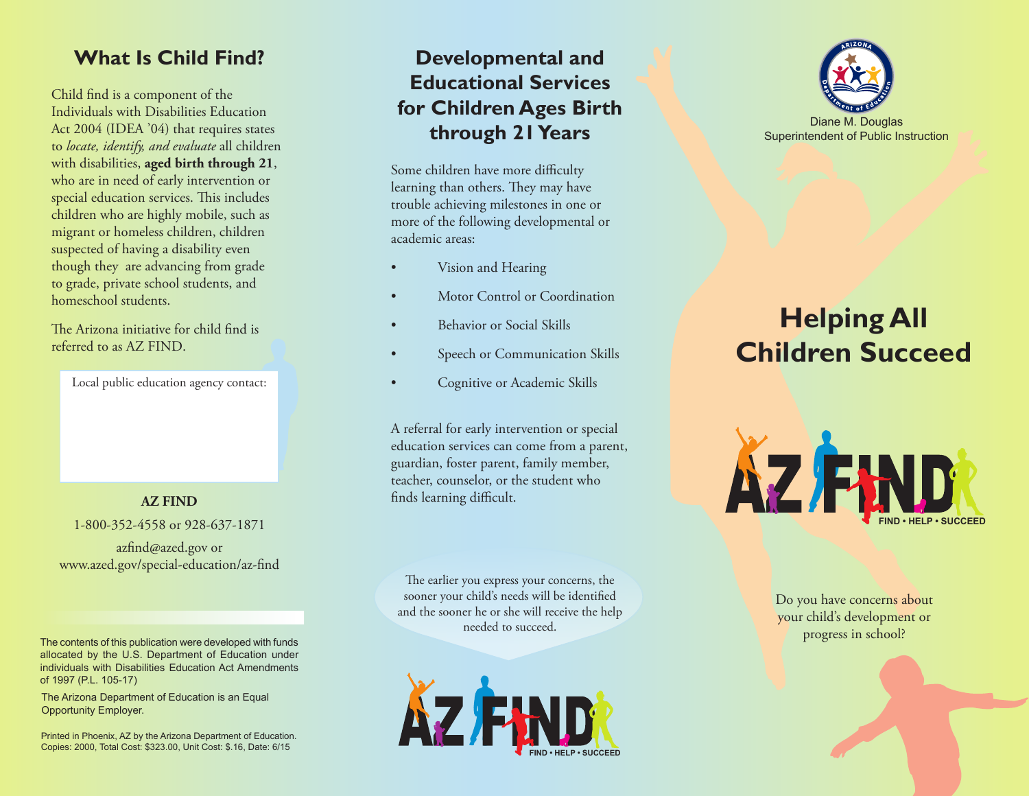## What Is Child Find?

Child find is a component of the Individuals with Disabilities Education Act 2004 (IDEA '04) that requires states to *locate, identify, and evaluate* all children with disabilities, **aged birth through 21**, who are in need of early intervention or special education services. This includes children who are highly mobile, such as migrant or homeless children, children suspected of having a disability even though they are advancing from grade to grade, private school students, and homeschool students.

The Arizona initiative for child find is referred to as AZ FIND.

Local public education agency contact:

**AZ FIND**

1-800-352-4558 or 928-637-1871

azfind@azed.gov or
www.azed.gov/special-education/az-find

The contents of this publication were developed with funds allocated by the U.S. Department of Education under individuals with Disabilities Education Act Amendments of 1997 (P.L. 105-17)

The Arizona Department of Education is an Equal Opportunity Employer.

Printed in Phoenix, AZ by the Arizona Department of Education.
Copies: 2000, Total Cost: $323.00, Unit Cost: $.16, Date: 6/15

## Developmental and Educational Services for Children Ages Birth through 21 Years

Some children have more difficulty learning than others. They may have trouble achieving milestones in one or more of the following developmental or academic areas:

- Vision and Hearing
- Motor Control or Coordination
- Behavior or Social Skills
- Speech or Communication Skills
- Cognitive or Academic Skills

A referral for early intervention or special education services can come from a parent, guardian, foster parent, family member, teacher, counselor, or the student who finds learning difficult.

The earlier you express your concerns, the sooner your child's needs will be identified and the sooner he or she will receive the help needed to succeed.

AZ FIND

FIND • HELP • SUCCEED

Arizona Department of Education

Diane M. Douglas
Superintendent of Public Instruction

# Helping All Children Succeed

AZ FIND

FIND • HELP • SUCCEED

Do you have concerns about your child's development or progress in school?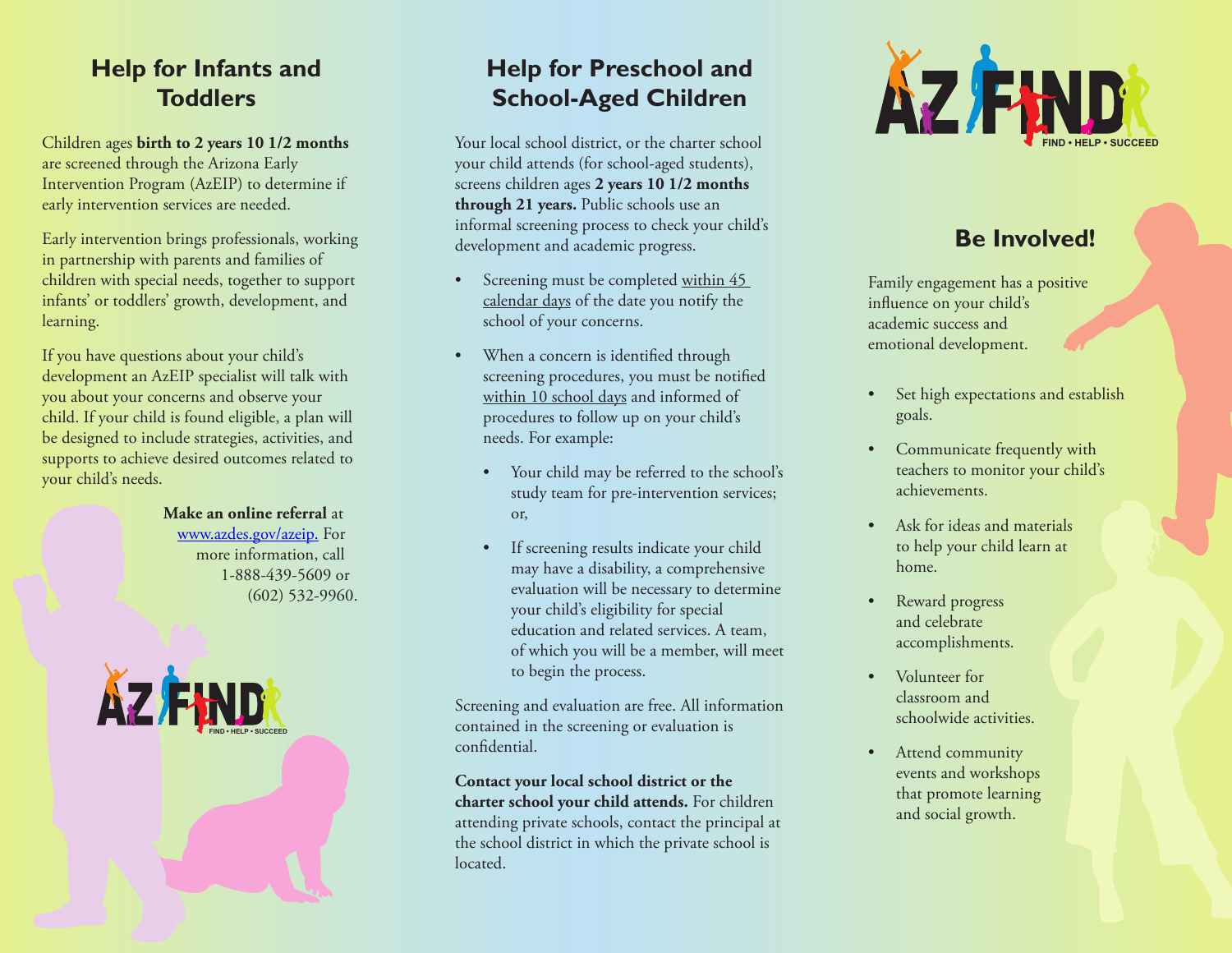## Help for Infants and Toddlers

Children ages **birth to 2 years 10 1/2 months** are screened through the Arizona Early Intervention Program (AzEIP) to determine if early intervention services are needed.

Early intervention brings professionals, working in partnership with parents and families of children with special needs, together to support infants' or toddlers' growth, development, and learning.

If you have questions about your child's development an AzEIP specialist will talk with you about your concerns and observe your child. If your child is found eligible, a plan will be designed to include strategies, activities, and supports to achieve desired outcomes related to your child's needs.

**Make an online referral** at www.azdes.gov/azeip. For more information, call 1-888-439-5609 or (602) 532-9960.

AZ FIND
FIND • HELP • SUCCEED

## Help for Preschool and School-Aged Children

Your local school district, or the charter school your child attends (for school-aged students), screens children ages **2 years 10 1/2 months through 21 years.** Public schools use an informal screening process to check your child's development and academic progress.

- Screening must be completed within 45 calendar days of the date you notify the school of your concerns.
- When a concern is identified through screening procedures, you must be notified within 10 school days and informed of procedures to follow up on your child's needs. For example:
  - Your child may be referred to the school's study team for pre-intervention services; or,
  - If screening results indicate your child may have a disability, a comprehensive evaluation will be necessary to determine your child's eligibility for special education and related services. A team, of which you will be a member, will meet to begin the process.

Screening and evaluation are free. All information contained in the screening or evaluation is confidential.

**Contact your local school district or the charter school your child attends.** For children attending private schools, contact the principal at the school district in which the private school is located.

AZ FIND
FIND • HELP • SUCCEED

## Be Involved!

Family engagement has a positive influence on your child's academic success and emotional development.

- Set high expectations and establish goals.
- Communicate frequently with teachers to monitor your child's achievements.
- Ask for ideas and materials to help your child learn at home.
- Reward progress and celebrate accomplishments.
- Volunteer for classroom and schoolwide activities.
- Attend community events and workshops that promote learning and social growth.